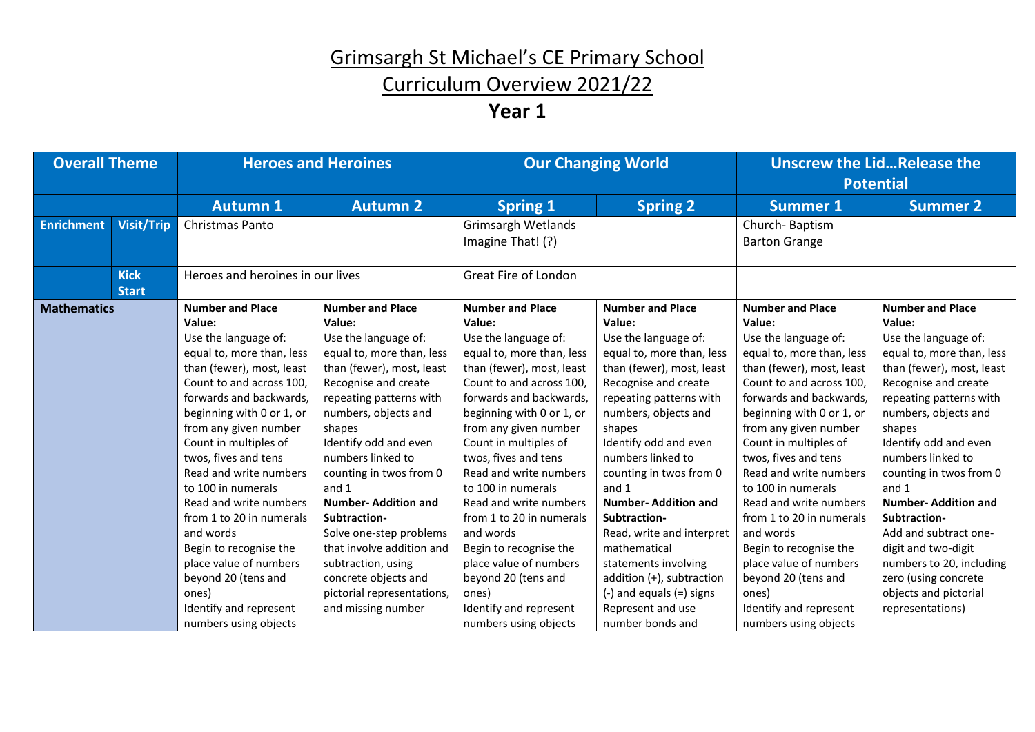# Grimsargh St Michael's CE Primary School

# Curriculum Overview 2021/22

## Year 1

| Overall Theme | | Heroes and Heroines | | Our Changing World | | Unscrew the Lid…Release the Potential | |
|---|---|---|---|---|---|---|---|
| | | **Autumn 1** | **Autumn 2** | **Spring 1** | **Spring 2** | **Summer 1** | **Summer 2** |
| **Enrichment** | **Visit/Trip** | Christmas Panto | | Grimsargh Wetlands<br>Imagine That! (?) | | Church- Baptism<br>Barton Grange | |
| | **Kick Start** | Heroes and heroines in our lives | | Great Fire of London | | | |
| **Mathematics** | | **Number and Place Value:**<br>Use the language of: equal to, more than, less than (fewer), most, least<br>Count to and across 100, forwards and backwards, beginning with 0 or 1, or from any given number<br>Count in multiples of twos, fives and tens<br>Read and write numbers to 100 in numerals<br>Read and write numbers from 1 to 20 in numerals and words<br>Begin to recognise the place value of numbers beyond 20 (tens and ones)<br>Identify and represent numbers using objects | **Number and Place Value:**<br>Use the language of: equal to, more than, less than (fewer), most, least<br>Recognise and create repeating patterns with numbers, objects and shapes<br>Identify odd and even numbers linked to counting in twos from 0 and 1<br>**Number- Addition and Subtraction-**<br>Solve one-step problems that involve addition and subtraction, using concrete objects and pictorial representations, and missing number | **Number and Place Value:**<br>Use the language of: equal to, more than, less than (fewer), most, least<br>Count to and across 100, forwards and backwards, beginning with 0 or 1, or from any given number<br>Count in multiples of twos, fives and tens<br>Read and write numbers to 100 in numerals<br>Read and write numbers from 1 to 20 in numerals and words<br>Begin to recognise the place value of numbers beyond 20 (tens and ones)<br>Identify and represent numbers using objects | **Number and Place Value:**<br>Use the language of: equal to, more than, less than (fewer), most, least<br>Recognise and create repeating patterns with numbers, objects and shapes<br>Identify odd and even numbers linked to counting in twos from 0 and 1<br>**Number- Addition and Subtraction-**<br>Read, write and interpret mathematical statements involving addition (+), subtraction (-) and equals (=) signs<br>Represent and use number bonds and | **Number and Place Value:**<br>Use the language of: equal to, more than, less than (fewer), most, least<br>Count to and across 100, forwards and backwards, beginning with 0 or 1, or from any given number<br>Count in multiples of twos, fives and tens<br>Read and write numbers to 100 in numerals<br>Read and write numbers from 1 to 20 in numerals and words<br>Begin to recognise the place value of numbers beyond 20 (tens and ones)<br>Identify and represent numbers using objects | **Number and Place Value:**<br>Use the language of: equal to, more than, less than (fewer), most, least<br>Recognise and create repeating patterns with numbers, objects and shapes<br>Identify odd and even numbers linked to counting in twos from 0 and 1<br>**Number- Addition and Subtraction-**<br>Add and subtract one-digit and two-digit numbers to 20, including zero (using concrete objects and pictorial representations) |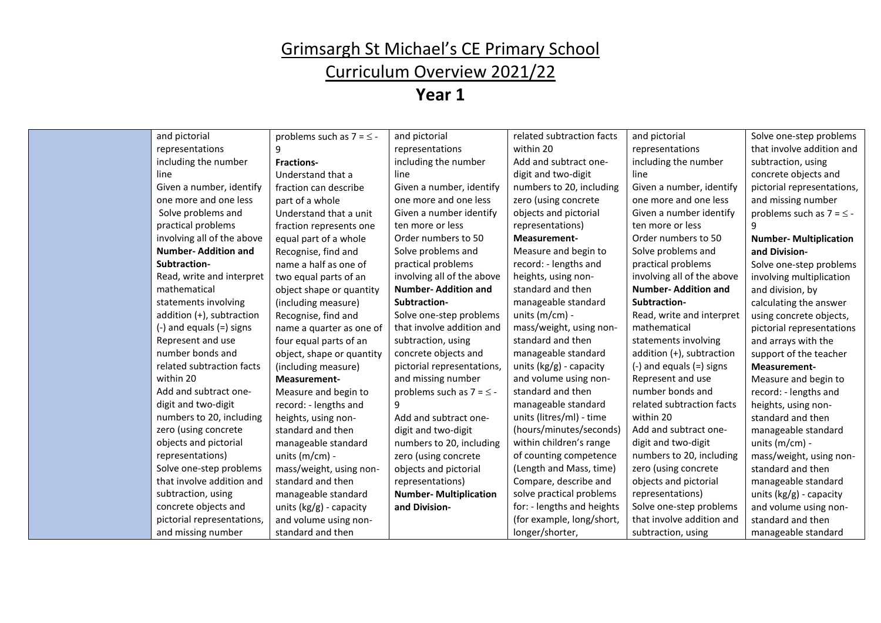# Grimsargh St Michael's CE Primary School

# Curriculum Overview 2021/22

## Year 1

| | | | | | | |
|---|---|---|---|---|---|---|
| | and pictorial representations including the number line<br>Given a number, identify one more and one less<br>Solve problems and practical problems involving all of the above<br>**Number- Addition and Subtraction-**<br>Read, write and interpret mathematical statements involving addition (+), subtraction (-) and equals (=) signs<br>Represent and use number bonds and related subtraction facts within 20<br>Add and subtract one-digit and two-digit numbers to 20, including zero (using concrete objects and pictorial representations)<br>Solve one-step problems that involve addition and subtraction, using concrete objects and pictorial representations, and missing number | problems such as 7 = ≤ - 9<br>**Fractions-**<br>Understand that a fraction can describe part of a whole<br>Understand that a unit fraction represents one equal part of a whole<br>Recognise, find and name a half as one of two equal parts of an object shape or quantity (including measure)<br>Recognise, find and name a quarter as one of four equal parts of an object, shape or quantity (including measure)<br>**Measurement-**<br>Measure and begin to record: - lengths and heights, using non-standard and then manageable standard units (m/cm) - mass/weight, using non-standard and then manageable standard units (kg/g) - capacity and volume using non-standard and then | and pictorial representations including the number line<br>Given a number, identify one more and one less<br>Given a number identify ten more or less<br>Order numbers to 50<br>Solve problems and practical problems involving all of the above<br>**Number- Addition and Subtraction-**<br>Solve one-step problems that involve addition and subtraction, using concrete objects and pictorial representations, and missing number problems such as 7 = ≤ - 9<br>Add and subtract one-digit and two-digit numbers to 20, including zero (using concrete objects and pictorial representations)<br>**Number- Multiplication and Division-** | related subtraction facts within 20<br>Add and subtract one-digit and two-digit numbers to 20, including zero (using concrete objects and pictorial representations)<br>**Measurement-**<br>Measure and begin to record: - lengths and heights, using non-standard and then manageable standard units (m/cm) - mass/weight, using non-standard and then manageable standard units (kg/g) - capacity and volume using non-standard and then manageable standard units (litres/ml) - time (hours/minutes/seconds) within children's range of counting competence (Length and Mass, time)<br>Compare, describe and solve practical problems for: - lengths and heights (for example, long/short, longer/shorter, | and pictorial representations including the number line<br>Given a number, identify one more and one less<br>Given a number identify ten more or less<br>Order numbers to 50<br>Solve problems and practical problems involving all of the above<br>**Number- Addition and Subtraction-**<br>Read, write and interpret mathematical statements involving addition (+), subtraction (-) and equals (=) signs<br>Represent and use number bonds and related subtraction facts within 20<br>Add and subtract one-digit and two-digit numbers to 20, including zero (using concrete objects and pictorial representations)<br>Solve one-step problems that involve addition and subtraction, using | Solve one-step problems that involve addition and subtraction, using concrete objects and pictorial representations, and missing number problems such as 7 = ≤ - 9<br>**Number- Multiplication and Division-**<br>Solve one-step problems involving multiplication and division, by calculating the answer using concrete objects, pictorial representations and arrays with the support of the teacher<br>**Measurement-**<br>Measure and begin to record: - lengths and heights, using non-standard and then manageable standard units (m/cm) - mass/weight, using non-standard and then manageable standard units (kg/g) - capacity and volume using non-standard and then manageable standard |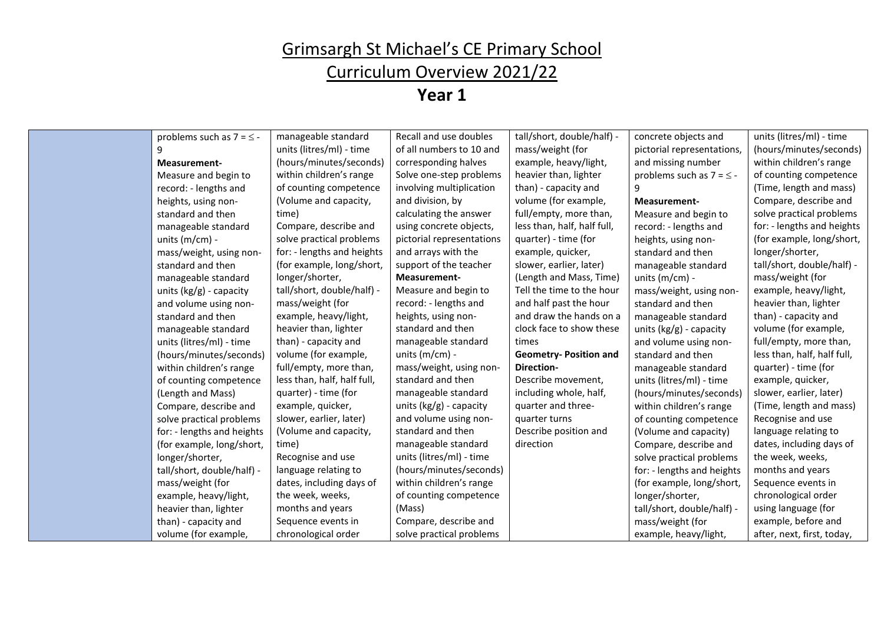# Grimsargh St Michael's CE Primary School

# Curriculum Overview 2021/22

## Year 1

| | | | | | | |
|---|---|---|---|---|---|---|
| | problems such as 7 = ≤ - 9<br>**Measurement-**<br>Measure and begin to record: - lengths and heights, using non-standard and then manageable standard units (m/cm) - mass/weight, using non-standard and then manageable standard units (kg/g) - capacity and volume using non-standard and then manageable standard units (litres/ml) - time (hours/minutes/seconds) within children's range of counting competence (Length and Mass)<br>Compare, describe and solve practical problems for: - lengths and heights (for example, long/short, longer/shorter, tall/short, double/half) - mass/weight (for example, heavy/light, heavier than, lighter than) - capacity and volume (for example, | manageable standard units (litres/ml) - time (hours/minutes/seconds) within children's range of counting competence (Volume and capacity, time)<br>Compare, describe and solve practical problems for: - lengths and heights (for example, long/short, longer/shorter, tall/short, double/half) - mass/weight (for example, heavy/light, heavier than, lighter than) - capacity and volume (for example, full/empty, more than, less than, half, half full, quarter) - time (for example, quicker, slower, earlier, later) (Volume and capacity, time)<br>Recognise and use language relating to dates, including days of the week, weeks, months and years<br>Sequence events in chronological order | Recall and use doubles of all numbers to 10 and corresponding halves<br>Solve one-step problems involving multiplication and division, by calculating the answer using concrete objects, pictorial representations and arrays with the support of the teacher<br>**Measurement-**<br>Measure and begin to record: - lengths and heights, using non-standard and then manageable standard units (m/cm) - mass/weight, using non-standard and then manageable standard units (kg/g) - capacity and volume using non-standard and then manageable standard units (litres/ml) - time (hours/minutes/seconds) within children's range of counting competence (Mass)<br>Compare, describe and solve practical problems | tall/short, double/half) - mass/weight (for example, heavy/light, heavier than, lighter than) - capacity and volume (for example, full/empty, more than, less than, half, half full, quarter) - time (for example, quicker, slower, earlier, later) (Length and Mass, Time)<br>Tell the time to the hour and half past the hour and draw the hands on a clock face to show these times<br>**Geometry- Position and Direction-**<br>Describe movement, including whole, half, quarter and three-quarter turns<br>Describe position and direction | concrete objects and pictorial representations, and missing number problems such as 7 = ≤ - 9<br>**Measurement-**<br>Measure and begin to record: - lengths and heights, using non-standard and then manageable standard units (m/cm) - mass/weight, using non-standard and then manageable standard units (kg/g) - capacity and volume using non-standard and then manageable standard units (litres/ml) - time (hours/minutes/seconds) within children's range of counting competence (Volume and capacity)<br>Compare, describe and solve practical problems for: - lengths and heights (for example, long/short, longer/shorter, tall/short, double/half) - mass/weight (for example, heavy/light, | units (litres/ml) - time (hours/minutes/seconds) within children's range of counting competence (Time, length and mass)<br>Compare, describe and solve practical problems for: - lengths and heights (for example, long/short, longer/shorter, tall/short, double/half) - mass/weight (for example, heavy/light, heavier than, lighter than) - capacity and volume (for example, full/empty, more than, less than, half, half full, quarter) - time (for example, quicker, slower, earlier, later) (Time, length and mass)<br>Recognise and use language relating to dates, including days of the week, weeks, months and years<br>Sequence events in chronological order using language (for example, before and after, next, first, today, |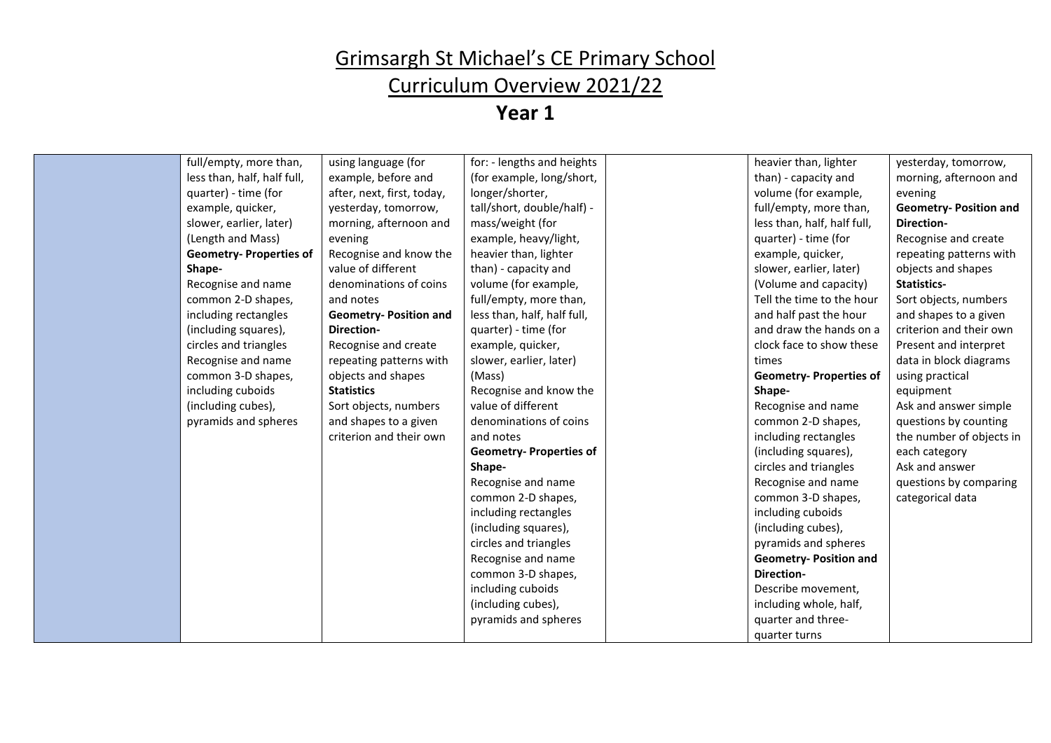# Grimsargh St Michael's CE Primary School

## Curriculum Overview 2021/22

## Year 1

| | | | | | | |
|---|---|---|---|---|---|---|
| | full/empty, more than, less than, half, half full, quarter) - time (for example, quicker, slower, earlier, later) (Length and Mass)<br>**Geometry- Properties of Shape-**<br>Recognise and name common 2-D shapes, including rectangles (including squares), circles and triangles<br>Recognise and name common 3-D shapes, including cuboids (including cubes), pyramids and spheres | using language (for example, before and after, next, first, today, yesterday, tomorrow, morning, afternoon and evening<br>Recognise and know the value of different denominations of coins and notes<br>**Geometry- Position and Direction-**<br>Recognise and create repeating patterns with objects and shapes<br>**Statistics**<br>Sort objects, numbers and shapes to a given criterion and their own | for: - lengths and heights (for example, long/short, longer/shorter, tall/short, double/half) - mass/weight (for example, heavy/light, heavier than, lighter than) - capacity and volume (for example, full/empty, more than, less than, half, half full, quarter) - time (for example, quicker, slower, earlier, later) (Mass)<br>Recognise and know the value of different denominations of coins and notes<br>**Geometry- Properties of Shape-**<br>Recognise and name common 2-D shapes, including rectangles (including squares), circles and triangles<br>Recognise and name common 3-D shapes, including cuboids (including cubes), pyramids and spheres | | heavier than, lighter than) - capacity and volume (for example, full/empty, more than, less than, half, half full, quarter) - time (for example, quicker, slower, earlier, later) (Volume and capacity)<br>Tell the time to the hour and half past the hour and draw the hands on a clock face to show these times<br>**Geometry- Properties of Shape-**<br>Recognise and name common 2-D shapes, including rectangles (including squares), circles and triangles<br>Recognise and name common 3-D shapes, including cuboids (including cubes), pyramids and spheres<br>**Geometry- Position and Direction-**<br>Describe movement, including whole, half, quarter and three-quarter turns | yesterday, tomorrow, morning, afternoon and evening<br>**Geometry- Position and Direction-**<br>Recognise and create repeating patterns with objects and shapes<br>**Statistics-**<br>Sort objects, numbers and shapes to a given criterion and their own<br>Present and interpret data in block diagrams using practical equipment<br>Ask and answer simple questions by counting the number of objects in each category<br>Ask and answer questions by comparing categorical data |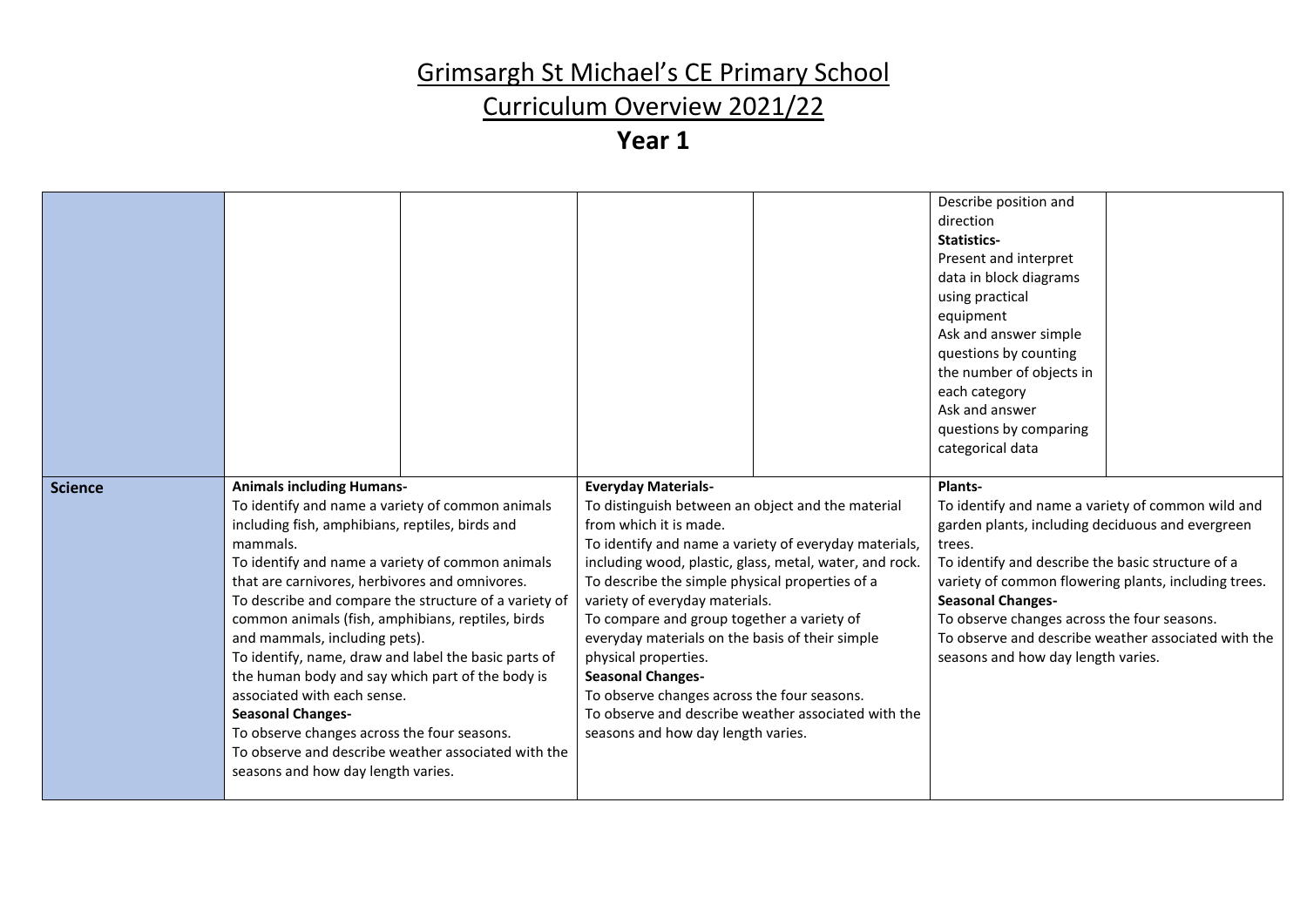# Grimsargh St Michael's CE Primary School

## Curriculum Overview 2021/22

## Year 1

| | | | | | | |
|---|---|---|---|---|---|---|
| | | | | | Describe position and direction<br>**Statistics-**<br>Present and interpret data in block diagrams using practical equipment<br>Ask and answer simple questions by counting the number of objects in each category<br>Ask and answer questions by comparing categorical data | |
| **Science** | **Animals including Humans-**<br>To identify and name a variety of common animals including fish, amphibians, reptiles, birds and mammals.<br>To identify and name a variety of common animals that are carnivores, herbivores and omnivores.<br>To describe and compare the structure of a variety of common animals (fish, amphibians, reptiles, birds and mammals, including pets).<br>To identify, name, draw and label the basic parts of the human body and say which part of the body is associated with each sense.<br>**Seasonal Changes-**<br>To observe changes across the four seasons.<br>To observe and describe weather associated with the seasons and how day length varies. | | **Everyday Materials-**<br>To distinguish between an object and the material from which it is made.<br>To identify and name a variety of everyday materials, including wood, plastic, glass, metal, water, and rock.<br>To describe the simple physical properties of a variety of everyday materials.<br>To compare and group together a variety of everyday materials on the basis of their simple physical properties.<br>**Seasonal Changes-**<br>To observe changes across the four seasons.<br>To observe and describe weather associated with the seasons and how day length varies. | | **Plants-**<br>To identify and name a variety of common wild and garden plants, including deciduous and evergreen trees.<br>To identify and describe the basic structure of a variety of common flowering plants, including trees.<br>**Seasonal Changes-**<br>To observe changes across the four seasons.<br>To observe and describe weather associated with the seasons and how day length varies. | |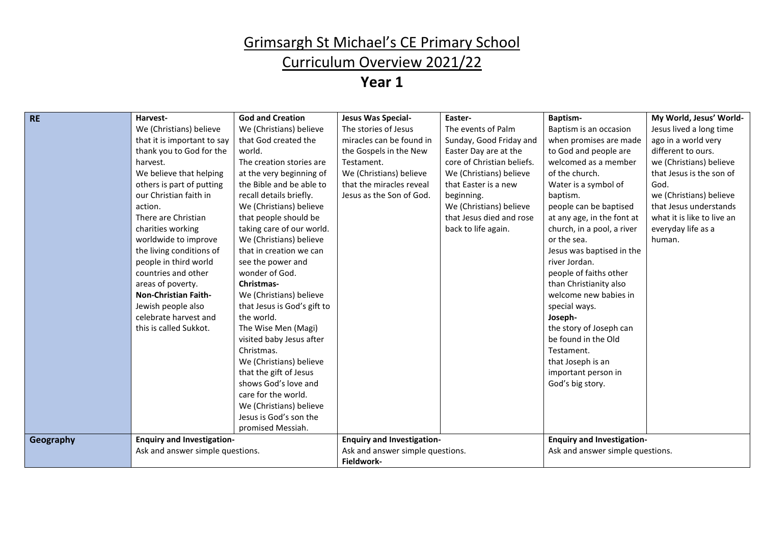# Grimsargh St Michael's CE Primary School

## Curriculum Overview 2021/22

## Year 1

| | | | | | | |
|---|---|---|---|---|---|---|
| **RE** | **Harvest-**<br>We (Christians) believe that it is important to say thank you to God for the harvest.<br>We believe that helping others is part of putting our Christian faith in action.<br>There are Christian charities working worldwide to improve the living conditions of people in third world countries and other areas of poverty.<br>**Non-Christian Faith-**<br>Jewish people also celebrate harvest and this is called Sukkot. | **God and Creation**<br>We (Christians) believe that God created the world.<br>The creation stories are at the very beginning of the Bible and be able to recall details briefly.<br>We (Christians) believe that people should be taking care of our world.<br>We (Christians) believe that in creation we can see the power and wonder of God.<br>**Christmas-**<br>We (Christians) believe that Jesus is God's gift to the world.<br>The Wise Men (Magi) visited baby Jesus after Christmas.<br>We (Christians) believe that the gift of Jesus shows God's love and care for the world.<br>We (Christians) believe Jesus is God's son the promised Messiah. | **Jesus Was Special-**<br>The stories of Jesus miracles can be found in the Gospels in the New Testament.<br>We (Christians) believe that the miracles reveal Jesus as the Son of God. | **Easter-**<br>The events of Palm Sunday, Good Friday and Easter Day are at the core of Christian beliefs.<br>We (Christians) believe that Easter is a new beginning.<br>We (Christians) believe that Jesus died and rose back to life again. | **Baptism-**<br>Baptism is an occasion when promises are made to God and people are welcomed as a member of the church.<br>Water is a symbol of baptism.<br>people can be baptised at any age, in the font at church, in a pool, a river or the sea.<br>Jesus was baptised in the river Jordan.<br>people of faiths other than Christianity also welcome new babies in special ways.<br>**Joseph-**<br>the story of Joseph can be found in the Old Testament.<br>that Joseph is an important person in God's big story. | **My World, Jesus' World-**<br>Jesus lived a long time ago in a world very different to ours.<br>we (Christians) believe that Jesus is the son of God.<br>we (Christians) believe that Jesus understands what it is like to live an everyday life as a human. |
| **Geography** | **Enquiry and Investigation-**<br>Ask and answer simple questions. | | **Enquiry and Investigation-**<br>Ask and answer simple questions.<br>**Fieldwork-** | | **Enquiry and Investigation-**<br>Ask and answer simple questions. | |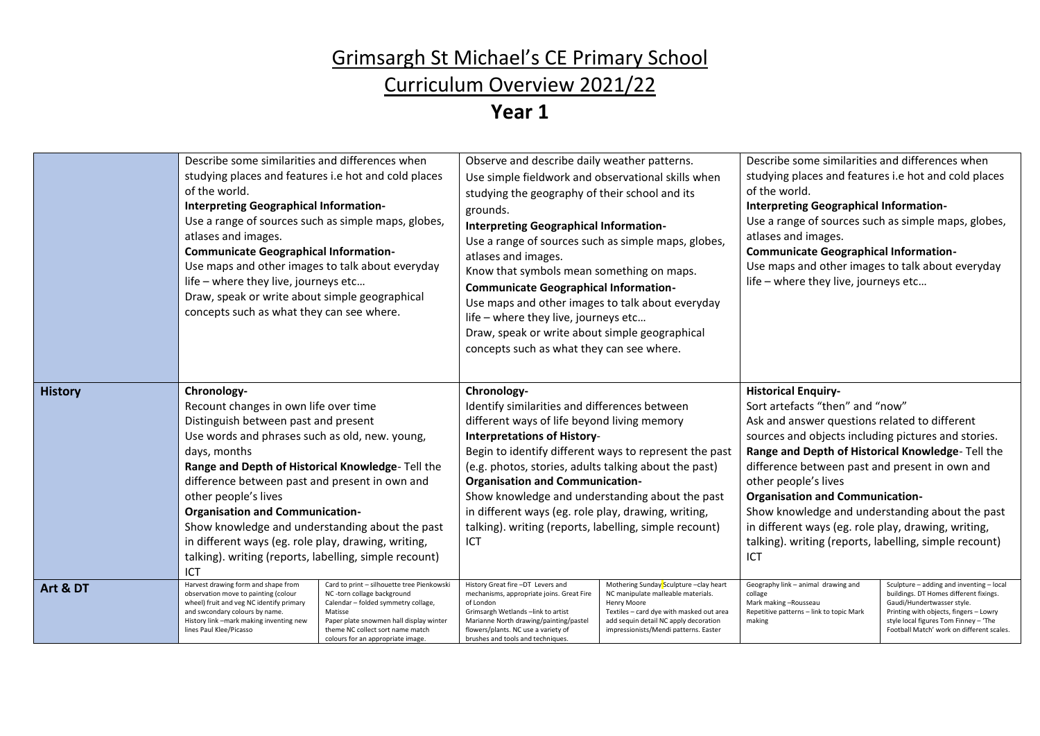# Grimsargh St Michael's CE Primary School

## Curriculum Overview 2021/22

## Year 1

| | | | | | | |
|---|---|---|---|---|---|---|
| | Describe some similarities and differences when studying places and features i.e hot and cold places of the world.<br>**Interpreting Geographical Information-**<br>Use a range of sources such as simple maps, globes, atlases and images.<br>**Communicate Geographical Information-**<br>Use maps and other images to talk about everyday life – where they live, journeys etc…<br>Draw, speak or write about simple geographical concepts such as what they can see where. | | Observe and describe daily weather patterns.<br>Use simple fieldwork and observational skills when studying the geography of their school and its grounds.<br>**Interpreting Geographical Information-**<br>Use a range of sources such as simple maps, globes, atlases and images.<br>Know that symbols mean something on maps.<br>**Communicate Geographical Information-**<br>Use maps and other images to talk about everyday life – where they live, journeys etc…<br>Draw, speak or write about simple geographical concepts such as what they can see where. | | Describe some similarities and differences when studying places and features i.e hot and cold places of the world.<br>**Interpreting Geographical Information-**<br>Use a range of sources such as simple maps, globes, atlases and images.<br>**Communicate Geographical Information-**<br>Use maps and other images to talk about everyday life – where they live, journeys etc… | |
| **History** | **Chronology-**<br>Recount changes in own life over time<br>Distinguish between past and present<br>Use words and phrases such as old, new. young, days, months<br>**Range and Depth of Historical Knowledge**- Tell the difference between past and present in own and other people's lives<br>**Organisation and Communication-**<br>Show knowledge and understanding about the past in different ways (eg. role play, drawing, writing, talking). writing (reports, labelling, simple recount)<br>ICT | | **Chronology-**<br>Identify similarities and differences between different ways of life beyond living memory<br>**Interpretations of History**-<br>Begin to identify different ways to represent the past (e.g. photos, stories, adults talking about the past)<br>**Organisation and Communication-**<br>Show knowledge and understanding about the past in different ways (eg. role play, drawing, writing, talking). writing (reports, labelling, simple recount)<br>ICT | | **Historical Enquiry-**<br>Sort artefacts "then" and "now"<br>Ask and answer questions related to different sources and objects including pictures and stories.<br>**Range and Depth of Historical Knowledge**- Tell the difference between past and present in own and other people's lives<br>**Organisation and Communication-**<br>Show knowledge and understanding about the past in different ways (eg. role play, drawing, writing, talking). writing (reports, labelling, simple recount)<br>ICT | |
| **Art & DT** | Harvest drawing form and shape from observation move to painting (colour wheel) fruit and veg NC identify primary and swcondary colours by name.<br>History link –mark making inventing new lines Paul Klee/Picasso | Card to print – silhouette tree Pienkowski NC -torn collage background<br>Calendar – folded symmetry collage, Matisse<br>Paper plate snowmen hall display winter theme NC collect sort name match colours for an appropriate image. | History Great fire –DT Levers and mechanisms, appropriate joins. Great Fire of London<br>Grimsargh Wetlands –link to artist Marianne North drawing/painting/pastel flowers/plants. NC use a variety of brushes and tools and techniques. | Mothering Sunday Sculpture –clay heart NC manipulate malleable materials. Henry Moore<br>Textiles – card dye with masked out area add sequin detail NC apply decoration impressionists/Mendi patterns. Easter | Geography link – animal drawing and collage<br>Mark making –Rousseau<br>Repetitive patterns – link to topic Mark making | Sculpture – adding and inventing – local buildings. DT Homes different fixings. Gaudi/Hundertwasser style.<br>Printing with objects, fingers – Lowry style local figures Tom Finney – 'The Football Match' work on different scales. |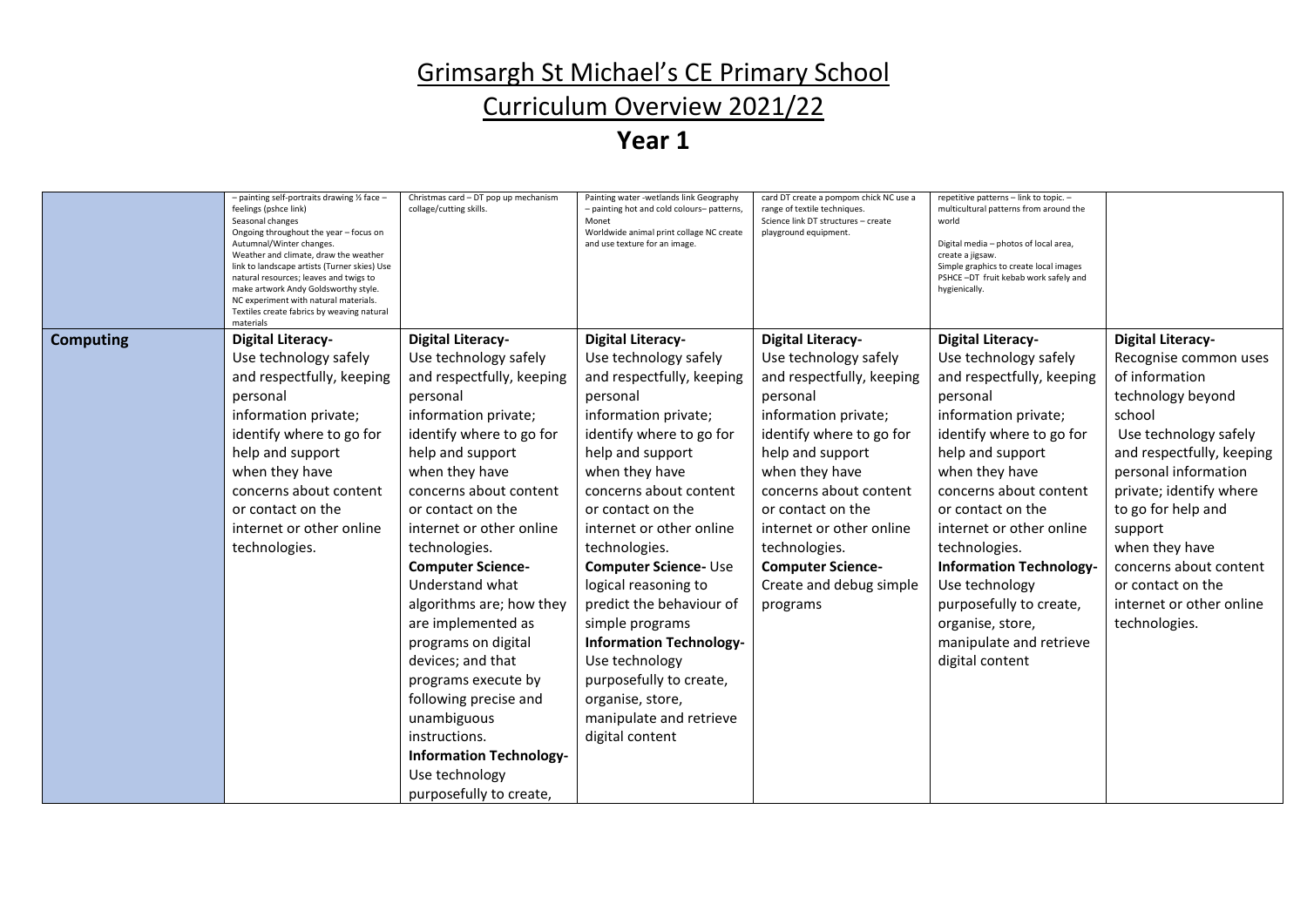# Grimsargh St Michael's CE Primary School

# Curriculum Overview 2021/22

## Year 1

| | | | | | | |
|---|---|---|---|---|---|---|
| | – painting self-portraits drawing ½ face – feelings (pshce link) Seasonal changes Ongoing throughout the year – focus on Autumnal/Winter changes. Weather and climate, draw the weather link to landscape artists (Turner skies) Use natural resources; leaves and twigs to make artwork Andy Goldsworthy style. NC experiment with natural materials. Textiles create fabrics by weaving natural materials | Christmas card – DT pop up mechanism collage/cutting skills. | Painting water -wetlands link Geography – painting hot and cold colours– patterns, Monet Worldwide animal print collage NC create and use texture for an image. | card DT create a pompom chick NC use a range of textile techniques. Science link DT structures – create playground equipment. | repetitive patterns – link to topic. – multicultural patterns from around the world<br><br>Digital media – photos of local area, create a jigsaw. Simple graphics to create local images PSHCE –DT fruit kebab work safely and hygienically. | |
| **Computing** | **Digital Literacy-** Use technology safely and respectfully, keeping personal information private; identify where to go for help and support when they have concerns about content or contact on the internet or other online technologies. | **Digital Literacy-** Use technology safely and respectfully, keeping personal information private; identify where to go for help and support when they have concerns about content or contact on the internet or other online technologies.<br>**Computer Science-** Understand what algorithms are; how they are implemented as programs on digital devices; and that programs execute by following precise and unambiguous instructions.<br>**Information Technology-** Use technology purposefully to create, | **Digital Literacy-** Use technology safely and respectfully, keeping personal information private; identify where to go for help and support when they have concerns about content or contact on the internet or other online technologies.<br>**Computer Science-** Use logical reasoning to predict the behaviour of simple programs<br>**Information Technology-** Use technology purposefully to create, organise, store, manipulate and retrieve digital content | **Digital Literacy-** Use technology safely and respectfully, keeping personal information private; identify where to go for help and support when they have concerns about content or contact on the internet or other online technologies.<br>**Computer Science-** Create and debug simple programs | **Digital Literacy-** Use technology safely and respectfully, keeping personal information private; identify where to go for help and support when they have concerns about content or contact on the internet or other online technologies.<br>**Information Technology-** Use technology purposefully to create, organise, store, manipulate and retrieve digital content | **Digital Literacy-** Recognise common uses of information technology beyond school Use technology safely and respectfully, keeping personal information private; identify where to go for help and support when they have concerns about content or contact on the internet or other online technologies. |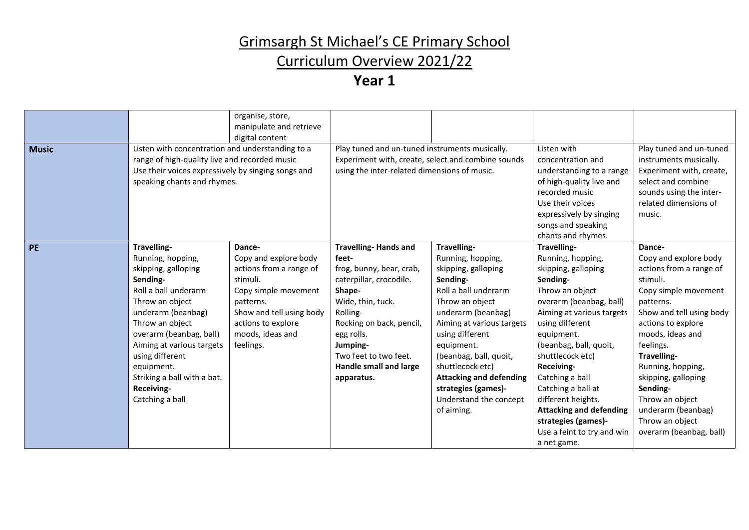# Grimsargh St Michael's CE Primary School

# Curriculum Overview 2021/22

# Year 1

| | | | | | | |
|---|---|---|---|---|---|---|
| | | organise, store, manipulate and retrieve digital content | | | | |
| **Music** | Listen with concentration and understanding to a range of high-quality live and recorded music<br>Use their voices expressively by singing songs and speaking chants and rhymes. | | Play tuned and un-tuned instruments musically.<br>Experiment with, create, select and combine sounds using the inter-related dimensions of music. | | Listen with concentration and understanding to a range of high-quality live and recorded music<br>Use their voices expressively by singing songs and speaking chants and rhymes. | Play tuned and un-tuned instruments musically.<br>Experiment with, create, select and combine sounds using the inter-related dimensions of music. |
| **PE** | **Travelling-**<br>Running, hopping, skipping, galloping<br>**Sending-**<br>Roll a ball underarm<br>Throw an object underarm (beanbag)<br>Throw an object overarm (beanbag, ball)<br>Aiming at various targets using different equipment.<br>Striking a ball with a bat.<br>**Receiving-**<br>Catching a ball | **Dance-**<br>Copy and explore body actions from a range of stimuli.<br>Copy simple movement patterns.<br>Show and tell using body actions to explore moods, ideas and feelings. | **Travelling- Hands and feet-**<br>frog, bunny, bear, crab, caterpillar, crocodile.<br>**Shape-**<br>Wide, thin, tuck.<br>Rolling-<br>Rocking on back, pencil, egg rolls.<br>**Jumping-**<br>Two feet to two feet.<br>**Handle small and large apparatus.** | **Travelling-**<br>Running, hopping, skipping, galloping<br>**Sending-**<br>Roll a ball underarm<br>Throw an object underarm (beanbag)<br>Aiming at various targets using different equipment.<br>(beanbag, ball, quoit, shuttlecock etc)<br>**Attacking and defending strategies (games)-**<br>Understand the concept of aiming. | **Travelling-**<br>Running, hopping, skipping, galloping<br>**Sending-**<br>Throw an object overarm (beanbag, ball)<br>Aiming at various targets using different equipment.<br>(beanbag, ball, quoit, shuttlecock etc)<br>**Receiving-**<br>Catching a ball<br>Catching a ball at different heights.<br>**Attacking and defending strategies (games)-**<br>Use a feint to try and win a net game. | **Dance-**<br>Copy and explore body actions from a range of stimuli.<br>Copy simple movement patterns.<br>Show and tell using body actions to explore moods, ideas and feelings.<br>**Travelling-**<br>Running, hopping, skipping, galloping<br>**Sending-**<br>Throw an object underarm (beanbag)<br>Throw an object overarm (beanbag, ball) |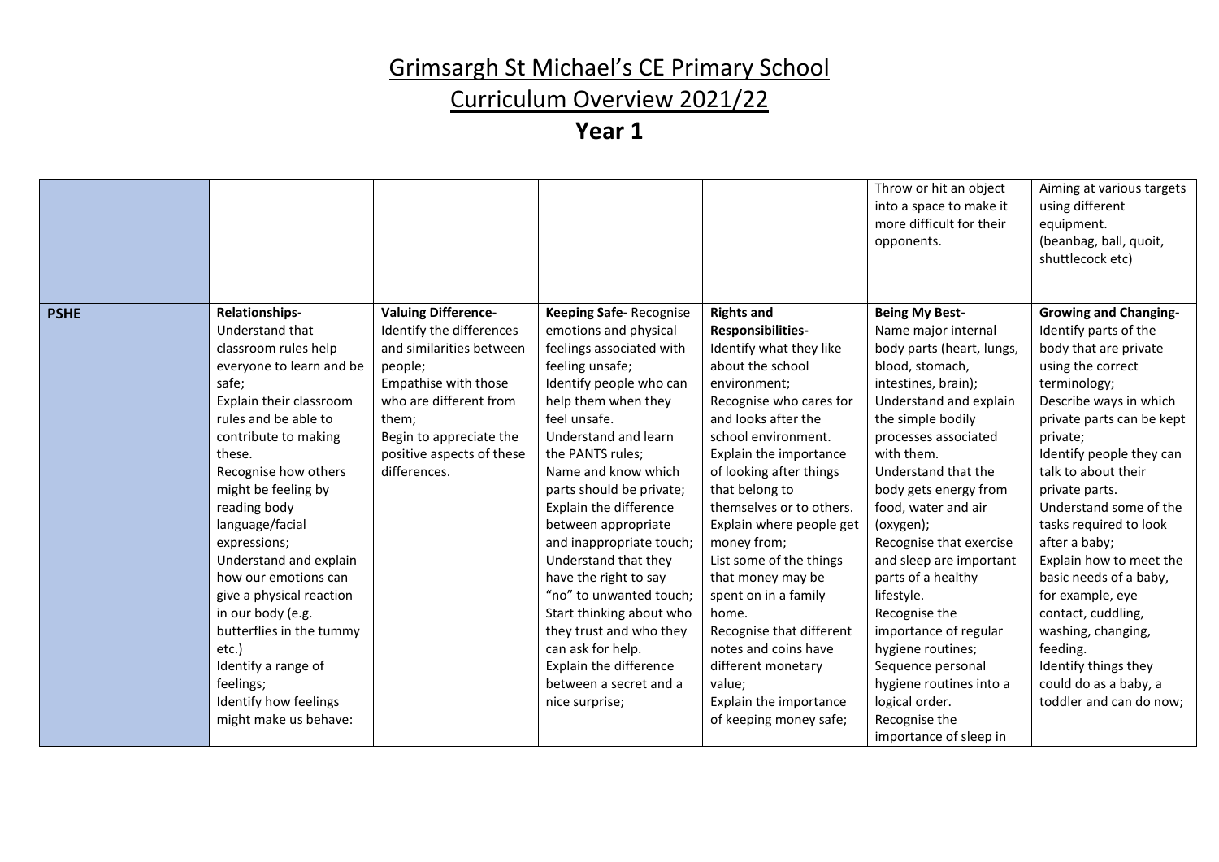# Grimsargh St Michael's CE Primary School

# Curriculum Overview 2021/22

## Year 1

| | | | | | | |
|---|---|---|---|---|---|---|
| | | | | | Throw or hit an object into a space to make it more difficult for their opponents. | Aiming at various targets using different equipment. (beanbag, ball, quoit, shuttlecock etc) |
| **PSHE** | **Relationships-** Understand that classroom rules help everyone to learn and be safe; Explain their classroom rules and be able to contribute to making these. Recognise how others might be feeling by reading body language/facial expressions; Understand and explain how our emotions can give a physical reaction in our body (e.g. butterflies in the tummy etc.) Identify a range of feelings; Identify how feelings might make us behave: | **Valuing Difference-** Identify the differences and similarities between people; Empathise with those who are different from them; Begin to appreciate the positive aspects of these differences. | **Keeping Safe-** Recognise emotions and physical feelings associated with feeling unsafe; Identify people who can help them when they feel unsafe. Understand and learn the PANTS rules; Name and know which parts should be private; Explain the difference between appropriate and inappropriate touch; Understand that they have the right to say "no" to unwanted touch; Start thinking about who they trust and who they can ask for help. Explain the difference between a secret and a nice surprise; | **Rights and Responsibilities-** Identify what they like about the school environment; Recognise who cares for and looks after the school environment. Explain the importance of looking after things that belong to themselves or to others. Explain where people get money from; List some of the things that money may be spent on in a family home. Recognise that different notes and coins have different monetary value; Explain the importance of keeping money safe; | **Being My Best-** Name major internal body parts (heart, lungs, blood, stomach, intestines, brain); Understand and explain the simple bodily processes associated with them. Understand that the body gets energy from food, water and air (oxygen); Recognise that exercise and sleep are important parts of a healthy lifestyle. Recognise the importance of regular hygiene routines; Sequence personal hygiene routines into a logical order. Recognise the importance of sleep in | **Growing and Changing-** Identify parts of the body that are private using the correct terminology; Describe ways in which private parts can be kept private; Identify people they can talk to about their private parts. Understand some of the tasks required to look after a baby; Explain how to meet the basic needs of a baby, for example, eye contact, cuddling, washing, changing, feeding. Identify things they could do as a baby, a toddler and can do now; |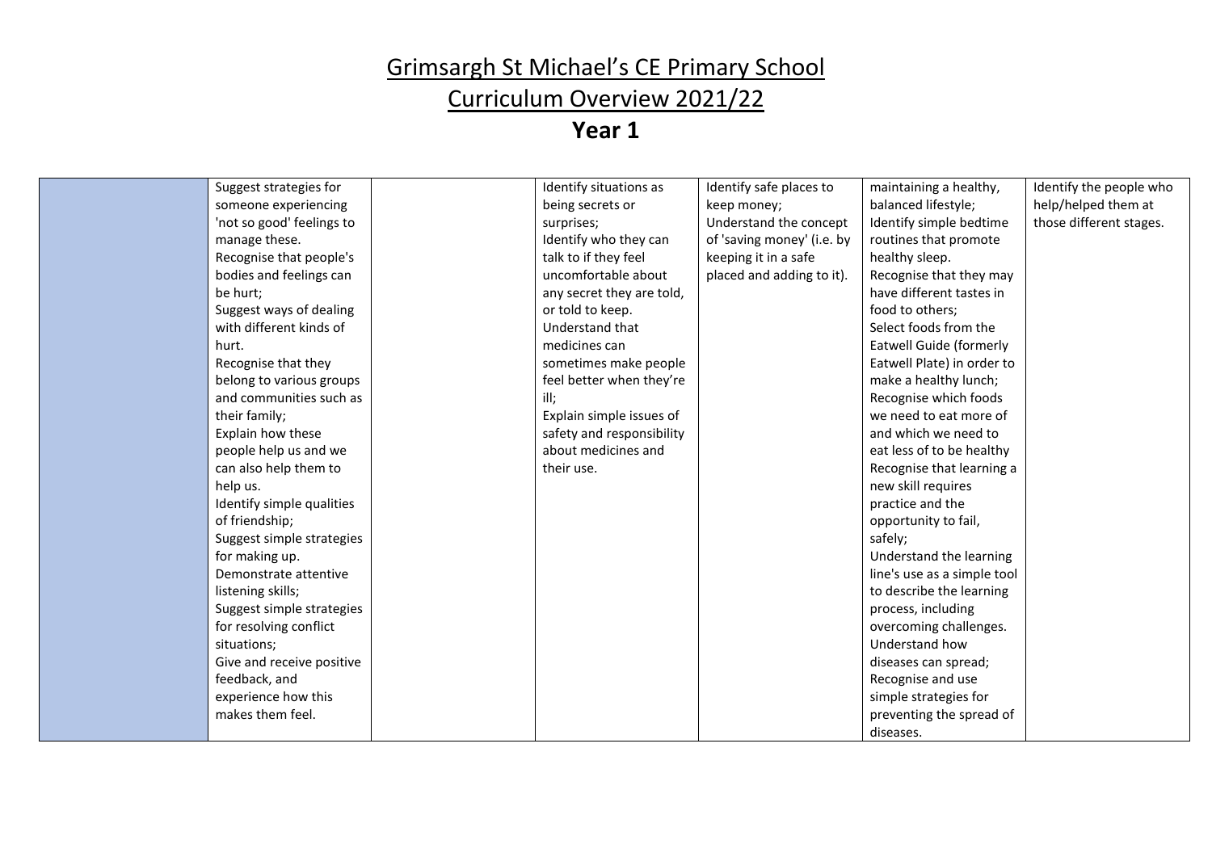# Grimsargh St Michael's CE Primary School

# Curriculum Overview 2021/22

## Year 1

| | | | | | | |
|---|---|---|---|---|---|---|
| | Suggest strategies for someone experiencing 'not so good' feelings to manage these.<br>Recognise that people's bodies and feelings can be hurt;<br>Suggest ways of dealing with different kinds of hurt.<br>Recognise that they belong to various groups and communities such as their family;<br>Explain how these people help us and we can also help them to help us.<br>Identify simple qualities of friendship;<br>Suggest simple strategies for making up.<br>Demonstrate attentive listening skills;<br>Suggest simple strategies for resolving conflict situations;<br>Give and receive positive feedback, and experience how this makes them feel. | | Identify situations as being secrets or surprises;<br>Identify who they can talk to if they feel uncomfortable about any secret they are told, or told to keep.<br>Understand that medicines can sometimes make people feel better when they're ill;<br>Explain simple issues of safety and responsibility about medicines and their use. | Identify safe places to keep money;<br>Understand the concept of 'saving money' (i.e. by keeping it in a safe placed and adding to it). | maintaining a healthy, balanced lifestyle;<br>Identify simple bedtime routines that promote healthy sleep.<br>Recognise that they may have different tastes in food to others;<br>Select foods from the Eatwell Guide (formerly Eatwell Plate) in order to make a healthy lunch;<br>Recognise which foods we need to eat more of and which we need to eat less of to be healthy<br>Recognise that learning a new skill requires practice and the opportunity to fail, safely;<br>Understand the learning line's use as a simple tool to describe the learning process, including overcoming challenges.<br>Understand how diseases can spread;<br>Recognise and use simple strategies for preventing the spread of diseases. | Identify the people who help/helped them at those different stages. |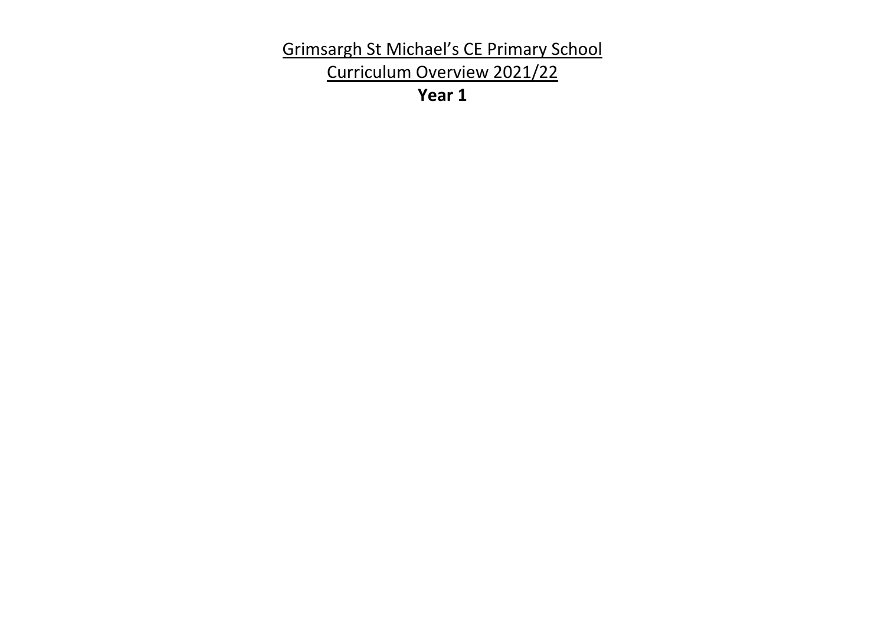Grimsargh St Michael's CE Primary School

Curriculum Overview 2021/22

**Year 1**